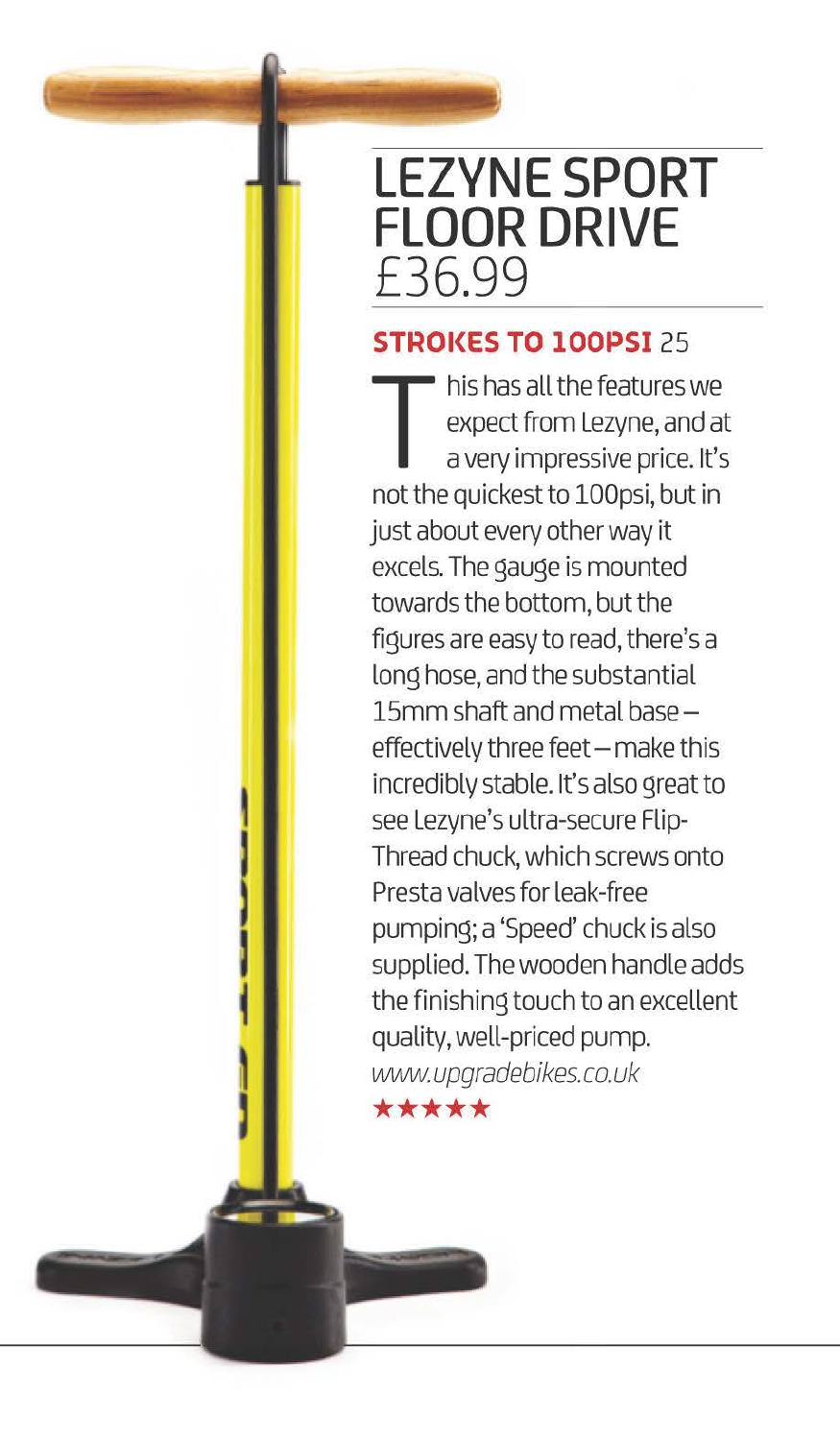# LEZYNE SPORT FLOOR DRIVE £36.99

**STROKES TO 100PSI** 25

This has all the features we expect from Lezyne, and at a very impressive price. It's not the quickest to 100psi, but in just about every other way it excels. The gauge is mounted towards the bottom, but the figures are easy to read, there's a long hose, and the substantial 15mm shaft and metal base – effectively three feet – make this incredibly stable. It's also great to see Lezyne's ultra-secure Flip-Thread chuck, which screws onto Presta valves for leak-free pumping; a 'Speed' chuck is also supplied. The wooden handle adds the finishing touch to an excellent quality, well-priced pump.

*www.upgradebikes.co.uk*

★★★★★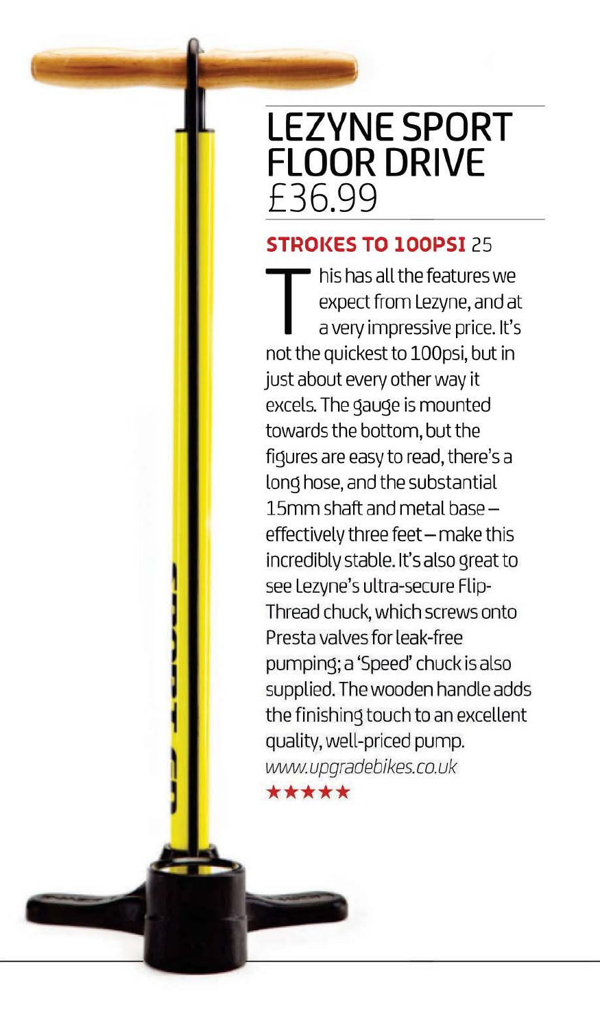# LEZYNE SPORT FLOOR DRIVE £36.99

**STROKES TO 100PSI** 25

This has all the features we expect from Lezyne, and at a very impressive price. It's not the quickest to 100psi, but in just about every other way it excels. The gauge is mounted towards the bottom, but the figures are easy to read, there's a long hose, and the substantial 15mm shaft and metal base – effectively three feet – make this incredibly stable. It's also great to see Lezyne's ultra-secure Flip-Thread chuck, which screws onto Presta valves for leak-free pumping; a 'Speed' chuck is also supplied. The wooden handle adds the finishing touch to an excellent quality, well-priced pump.

*www.upgradebikes.co.uk*

★★★★★